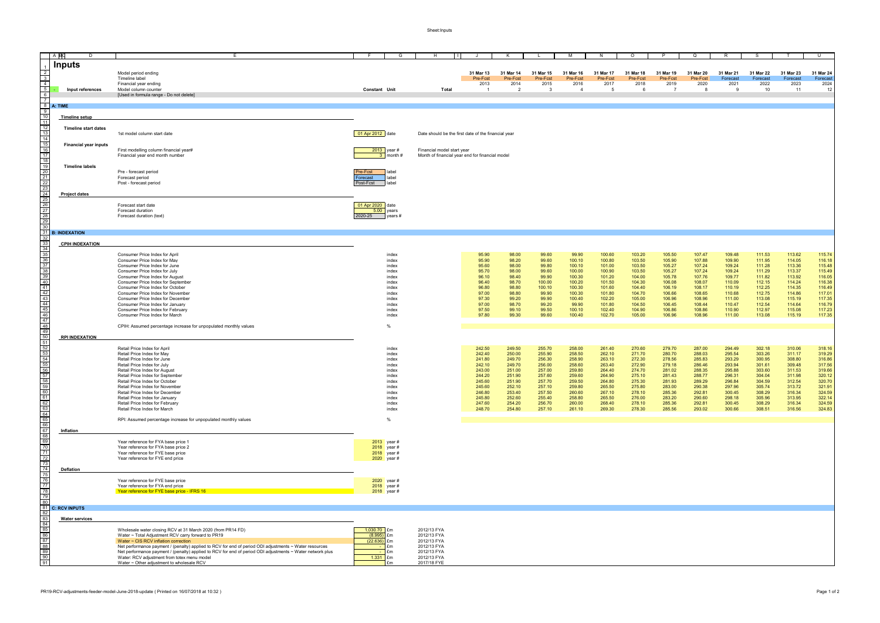# Inputs

| Row | | Description | Constant | Unit | Total | 31 Mar 13 | 31 Mar 14 | 31 Mar 15 | 31 Mar 16 | 31 Mar 17 | 31 Mar 18 | 31 Mar 19 | 31 Mar 20 | 31 Mar 21 | 31 Mar 22 | 31 Mar 23 | 31 Mar 24 |
|---|---|---|---|---|---|---|---|---|---|---|---|---|---|---|---|---|---|
| 2 | | Model period ending | | | | 31 Mar 13 | 31 Mar 14 | 31 Mar 15 | 31 Mar 16 | 31 Mar 17 | 31 Mar 18 | 31 Mar 19 | 31 Mar 20 | 31 Mar 21 | 31 Mar 22 | 31 Mar 23 | 31 Mar 24 |
| 3 | | Timeline label | | | | Pre-Fcst | Pre-Fcst | Pre-Fcst | Pre-Fcst | Pre-Fcst | Pre-Fcst | Pre-Fcst | Pre-Fcst | Forecast | Forecast | Forecast | Forecast |
| 4 | | Financial year ending | | | | 2013 | 2014 | 2015 | 2016 | 2017 | 2018 | 2019 | 2020 | 2021 | 2022 | 2023 | 2024 |
| 5 | Input references | Model column counter | Constant | Unit | Total | 1 | 2 | 3 | 4 | 5 | 6 | 7 | 8 | 9 | 10 | 11 | 12 |
| 6 | | [Used in formula range - Do not delete] | | | | | | | | | | | | | | | |

## A: TIME

### Timeline setup

**Timeline start dates**

| | Value | Unit | Note |
|---|---|---|---|
| 1st model column start date | 01 Apr 2012 | date | Date should be the first date of the financial year |

**Financial year inputs**

| | Value | Unit | Note |
|---|---|---|---|
| First modelling column financial year# | 2013 | year # | Financial model start year |
| Financial year end month number | 3 | month # | Month of financial year end for financial model |

**Timeline labels**

| | Value | Unit |
|---|---|---|
| Pre - forecast period | Pre-Fcst | label |
| Forecast period | Forecast | label |
| Post - forecast period | Post-Fcst | label |

### Project dates

| | Value | Unit |
|---|---|---|
| Forecast start date | 01 Apr 2020 | date |
| Forecast duration | 5.00 | years |
| Forecast duration (text) | 2020-25 | years # |

## B: INDEXATION

### CPIH INDEXATION

| Description | Unit | 31 Mar 13 | 31 Mar 14 | 31 Mar 15 | 31 Mar 16 | 31 Mar 17 | 31 Mar 18 | 31 Mar 19 | 31 Mar 20 | 31 Mar 21 | 31 Mar 22 | 31 Mar 23 | 31 Mar 24 |
|---|---|---|---|---|---|---|---|---|---|---|---|---|---|
| Consumer Price Index for April | index | 95.90 | 98.00 | 99.60 | 99.90 | 100.60 | 103.20 | 105.50 | 107.47 | 109.48 | 111.53 | 113.62 | 115.74 |
| Consumer Price Index for May | index | 95.90 | 98.20 | 99.60 | 100.10 | 100.80 | 103.50 | 105.90 | 107.88 | 109.90 | 111.95 | 114.05 | 116.18 |
| Consumer Price Index for June | index | 95.60 | 98.00 | 99.80 | 100.10 | 101.00 | 103.50 | 105.27 | 107.24 | 109.24 | 111.28 | 113.36 | 115.48 |
| Consumer Price Index for July | index | 95.70 | 98.00 | 99.60 | 100.00 | 100.90 | 103.50 | 105.27 | 107.24 | 109.24 | 111.29 | 113.37 | 115.49 |
| Consumer Price Index for August | index | 96.10 | 98.40 | 99.90 | 100.30 | 101.20 | 104.00 | 105.78 | 107.76 | 109.77 | 111.82 | 113.92 | 116.05 |
| Consumer Price Index for September | index | 96.40 | 98.70 | 100.00 | 100.20 | 101.50 | 104.30 | 106.08 | 108.07 | 110.09 | 112.15 | 114.24 | 116.38 |
| Consumer Price Index for October | index | 96.80 | 98.80 | 100.10 | 100.30 | 101.60 | 104.40 | 106.19 | 108.17 | 110.19 | 112.25 | 114.35 | 116.49 |
| Consumer Price Index for November | index | 97.00 | 98.80 | 99.90 | 100.30 | 101.80 | 104.70 | 106.66 | 108.65 | 110.68 | 112.75 | 114.86 | 117.01 |
| Consumer Price Index for December | index | 97.30 | 99.20 | 99.90 | 100.40 | 102.20 | 105.00 | 106.96 | 108.96 | 111.00 | 113.08 | 115.19 | 117.35 |
| Consumer Price Index for January | index | 97.00 | 98.70 | 99.20 | 99.90 | 101.80 | 104.50 | 106.45 | 108.44 | 110.47 | 112.54 | 114.64 | 116.79 |
| Consumer Price Index for February | index | 97.50 | 99.10 | 99.50 | 100.10 | 102.40 | 104.90 | 106.86 | 108.86 | 110.90 | 112.97 | 115.08 | 117.23 |
| Consumer Price Index for March | index | 97.80 | 99.30 | 99.60 | 100.40 | 102.70 | 105.00 | 106.96 | 108.96 | 111.00 | 113.08 | 115.19 | 117.35 |
| CPIH: Assumed percentage increase for unpopulated monthly values | % | | | | | | | | | | | | |

### RPI INDEXATION

| Description | Unit | 31 Mar 13 | 31 Mar 14 | 31 Mar 15 | 31 Mar 16 | 31 Mar 17 | 31 Mar 18 | 31 Mar 19 | 31 Mar 20 | 31 Mar 21 | 31 Mar 22 | 31 Mar 23 | 31 Mar 24 |
|---|---|---|---|---|---|---|---|---|---|---|---|---|---|
| Retail Price Index for April | index | 242.50 | 249.50 | 255.70 | 258.00 | 261.40 | 270.60 | 279.70 | 287.00 | 294.49 | 302.18 | 310.06 | 318.16 |
| Retail Price Index for May | index | 242.40 | 250.00 | 255.90 | 258.50 | 262.10 | 271.70 | 280.70 | 288.03 | 295.54 | 303.26 | 311.17 | 319.29 |
| Retail Price Index for June | index | 241.80 | 249.70 | 256.30 | 258.90 | 263.10 | 272.30 | 278.56 | 285.83 | 293.29 | 300.95 | 308.80 | 316.86 |
| Retail Price Index for July | index | 242.10 | 249.70 | 256.00 | 258.60 | 263.40 | 272.90 | 279.18 | 286.46 | 293.94 | 301.61 | 309.48 | 317.56 |
| Retail Price Index for August | index | 243.00 | 251.00 | 257.00 | 259.80 | 264.40 | 274.70 | 281.02 | 288.35 | 295.88 | 303.60 | 311.53 | 319.66 |
| Retail Price Index for September | index | 244.20 | 251.90 | 257.60 | 259.60 | 264.90 | 275.10 | 281.43 | 288.77 | 296.31 | 304.04 | 311.98 | 320.12 |
| Retail Price Index for October | index | 245.60 | 251.90 | 257.70 | 259.50 | 264.80 | 275.30 | 281.93 | 289.29 | 296.84 | 304.59 | 312.54 | 320.70 |
| Retail Price Index for November | index | 245.60 | 252.10 | 257.10 | 259.80 | 265.50 | 275.80 | 283.00 | 290.38 | 297.96 | 305.74 | 313.72 | 321.91 |
| Retail Price Index for December | index | 246.80 | 253.40 | 257.50 | 260.60 | 267.10 | 278.10 | 285.36 | 292.81 | 300.45 | 308.29 | 316.34 | 324.59 |
| Retail Price Index for January | index | 245.80 | 252.60 | 255.40 | 258.80 | 265.50 | 276.00 | 283.20 | 290.60 | 298.18 | 305.96 | 313.95 | 322.14 |
| Retail Price Index for February | index | 247.60 | 254.20 | 256.70 | 260.00 | 268.40 | 278.10 | 285.36 | 292.81 | 300.45 | 308.29 | 316.34 | 324.59 |
| Retail Price Index for March | index | 248.70 | 254.80 | 257.10 | 261.10 | 269.30 | 278.30 | 285.56 | 293.02 | 300.66 | 308.51 | 316.56 | 324.83 |
| RPI: Assumed percentage increase for unpopulated monthly values | % | | | | | | | | | | | | |

### Inflation

| | Value | Unit |
|---|---|---|
| Year reference for FYA base price 1 | 2013 | year # |
| Year reference for FYA base price 2 | 2018 | year # |
| Year reference for FYE base price | 2018 | year # |
| Year reference for FYE end price | 2020 | year # |

### Deflation

| | Value | Unit |
|---|---|---|
| Year reference for FYE base price | 2020 | year # |
| Year reference for FYA end price | 2018 | year # |
| Year reference for FYE base price - IFRS 16 | 2018 | year # |

## C: RCV INPUTS

### Water services

| | Constant | Unit | Price base |
|---|---|---|---|
| Wholesale water closing RCV at 31 March 2020 (from PR14 FD) | 1,030.70 | £m | 2012/13 FYA |
| Water ~ Total Adjustment RCV carry forward to PR19 | (8.995) | £m | 2012/13 FYA |
| Water ~ CIS RCV inflation correction | (22.636) | £m | 2012/13 FYA |
| Net performance payment / (penalty) applied to RCV for end of period ODI adjustments ~ Water resources | - | £m | 2012/13 FYA |
| Net performance payment / (penalty) applied to RCV for end of period ODI adjustments ~ Water network plus | - | £m | 2012/13 FYA |
| Water: RCV adjustment from totex menu model | 1.331 | £m | 2012/13 FYA |
| Water ~ Other adjustment to wholesale RCV | | £m | 2017/18 FYE |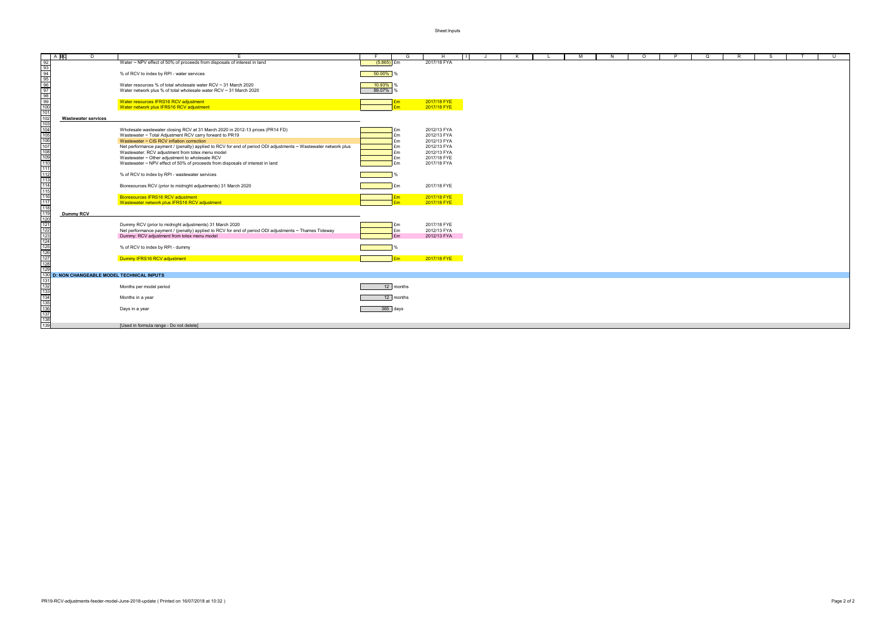| | | | |
|---|---|---|---|
| Water ~ NPV effect of 50% of proceeds from disposals of interest in land | (5.865) | £m | 2017/18 FYA |
| % of RCV to index by RPI - water services | 50.00% | % | |
| Water resources % of total wholesale water RCV ~ 31 March 2020 | 10.93% | % | |
| Water network plus % of total wholesale water RCV ~ 31 March 2020 | 89.07% | % | |
| Water resources IFRS16 RCV adjustment | | £m | 2017/18 FYE |
| Water network plus IFRS16 RCV adjustment | | £m | 2017/18 FYE |

**Wastewater services**

| | | | |
|---|---|---|---|
| Wholesale wastewater closing RCV at 31 March 2020 in 2012-13 prices (PR14 FD) | | £m | 2012/13 FYA |
| Wastewater ~ Total Adjustment RCV carry forward to PR19 | | £m | 2012/13 FYA |
| Wastewater ~ CIS RCV inflation correction | | £m | 2012/13 FYA |
| Net performance payment / (penalty) applied to RCV for end of period ODI adjustments ~ Wastewater network plus | | £m | 2012/13 FYA |
| Wastewater: RCV adjustment from totex menu model | | £m | 2012/13 FYA |
| Wastewater ~ Other adjustment to wholesale RCV | | £m | 2017/18 FYE |
| Wastewater ~ NPV effect of 50% of proceeds from disposals of interest in land | | £m | 2017/18 FYA |
| % of RCV to index by RPI - wastewater services | | % | |
| Bioresources RCV (prior to midnight adjustments) 31 March 2020 | | £m | 2017/18 FYE |
| Bioresources IFRS16 RCV adjustment | | £m | 2017/18 FYE |
| Wastewater network plus IFRS16 RCV adjustment | | £m | 2017/18 FYE |

**Dummy RCV**

| | | | |
|---|---|---|---|
| Dummy RCV (prior to midnight adjustments) 31 March 2020 | | £m | 2017/18 FYE |
| Net performance payment / (penalty) applied to RCV for end of period ODI adjustments ~ Thames Tideway | | £m | 2012/13 FYA |
| Dummy: RCV adjustment from totex menu model | | £m | 2012/13 FYA |
| % of RCV to index by RPI - dummy | | % | |
| Dummy IFRS16 RCV adjustment | | £m | 2017/18 FYE |

## D: NON CHANGEABLE MODEL TECHNICAL INPUTS

| | | |
|---|---|---|
| Months per model period | 12 | months |
| Months in a year | 12 | months |
| Days in a year | 365 | days |

[Used in formula range - Do not delete]